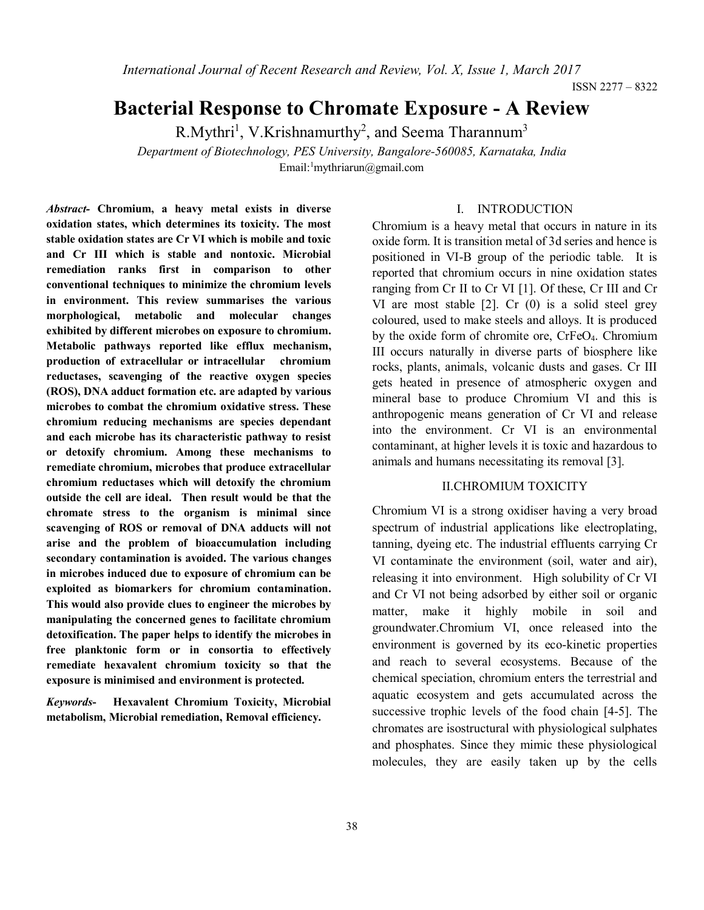# Bacterial Response to Chromate Exposure - A Review

R.Mythri[1], V.Krishnamurthy[2], and Seema Tharannum[3]

*Department of Biotechnology, PES University, Bangalore-560085, Karnataka, India*

Email:[1]mythriarun@gmail.com

***Abstract-*** **Chromium, a heavy metal exists in diverse oxidation states, which determines its toxicity. The most stable oxidation states are Cr VI which is mobile and toxic and Cr III which is stable and nontoxic. Microbial remediation ranks first in comparison to other conventional techniques to minimize the chromium levels in environment. This review summarises the various morphological, metabolic and molecular changes exhibited by different microbes on exposure to chromium. Metabolic pathways reported like efflux mechanism, production of extracellular or intracellular chromium reductases, scavenging of the reactive oxygen species (ROS), DNA adduct formation etc. are adapted by various microbes to combat the chromium oxidative stress. These chromium reducing mechanisms are species dependant and each microbe has its characteristic pathway to resist or detoxify chromium. Among these mechanisms to remediate chromium, microbes that produce extracellular chromium reductases which will detoxify the chromium outside the cell are ideal. Then result would be that the chromate stress to the organism is minimal since scavenging of ROS or removal of DNA adducts will not arise and the problem of bioaccumulation including secondary contamination is avoided. The various changes in microbes induced due to exposure of chromium can be exploited as biomarkers for chromium contamination. This would also provide clues to engineer the microbes by manipulating the concerned genes to facilitate chromium detoxification. The paper helps to identify the microbes in free planktonic form or in consortia to effectively remediate hexavalent chromium toxicity so that the exposure is minimised and environment is protected.**

***Keywords-*** **Hexavalent Chromium Toxicity, Microbial metabolism, Microbial remediation, Removal efficiency.**

## I. INTRODUCTION

Chromium is a heavy metal that occurs in nature in its oxide form. It is transition metal of 3d series and hence is positioned in VI-B group of the periodic table. It is reported that chromium occurs in nine oxidation states ranging from Cr II to Cr VI [1]. Of these, Cr III and Cr VI are most stable [2]. Cr (0) is a solid steel grey coloured, used to make steels and alloys. It is produced by the oxide form of chromite ore, $CrFeO_4$. Chromium III occurs naturally in diverse parts of biosphere like rocks, plants, animals, volcanic dusts and gases. Cr III gets heated in presence of atmospheric oxygen and mineral base to produce Chromium VI and this is anthropogenic means generation of Cr VI and release into the environment. Cr VI is an environmental contaminant, at higher levels it is toxic and hazardous to animals and humans necessitating its removal [3].

## II.CHROMIUM TOXICITY

Chromium VI is a strong oxidiser having a very broad spectrum of industrial applications like electroplating, tanning, dyeing etc. The industrial effluents carrying Cr VI contaminate the environment (soil, water and air), releasing it into environment. High solubility of Cr VI and Cr VI not being adsorbed by either soil or organic matter, make it highly mobile in soil and groundwater.Chromium VI, once released into the environment is governed by its eco-kinetic properties and reach to several ecosystems. Because of the chemical speciation, chromium enters the terrestrial and aquatic ecosystem and gets accumulated across the successive trophic levels of the food chain [4-5]. The chromates are isostructural with physiological sulphates and phosphates. Since they mimic these physiological molecules, they are easily taken up by the cells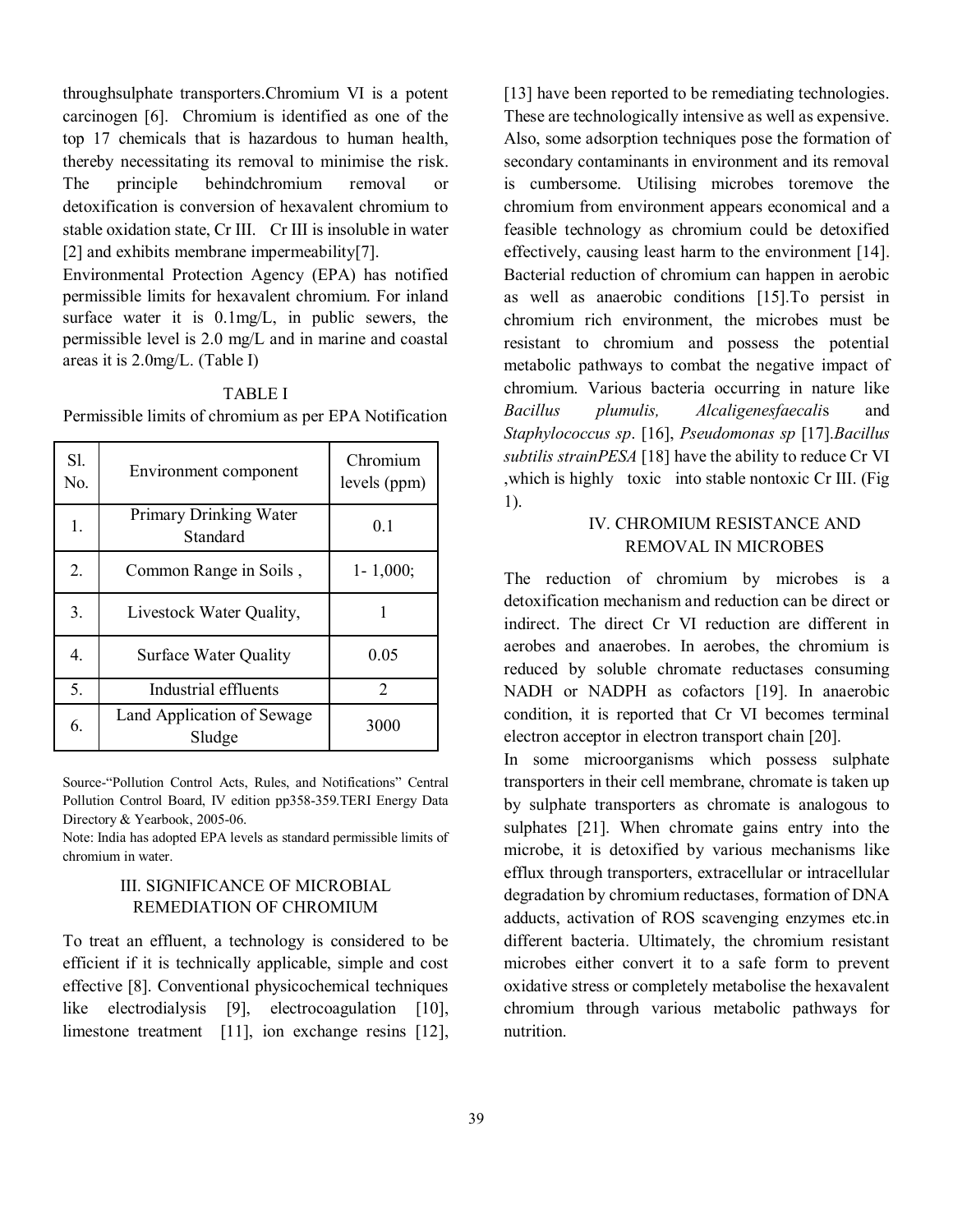throughsulphate transporters.Chromium VI is a potent carcinogen [6]. Chromium is identified as one of the top 17 chemicals that is hazardous to human health, thereby necessitating its removal to minimise the risk. The principle behindchromium removal or detoxification is conversion of hexavalent chromium to stable oxidation state, Cr III. Cr III is insoluble in water [2] and exhibits membrane impermeability[7].

Environmental Protection Agency (EPA) has notified permissible limits for hexavalent chromium. For inland surface water it is 0.1mg/L, in public sewers, the permissible level is 2.0 mg/L and in marine and coastal areas it is 2.0mg/L. (Table I)

TABLE I

Permissible limits of chromium as per EPA Notification

| Sl. No. | Environment component | Chromium levels (ppm) |
|---|---|---|
| 1. | Primary Drinking Water Standard | 0.1 |
| 2. | Common Range in Soils , | 1- 1,000; |
| 3. | Livestock Water Quality, | 1 |
| 4. | Surface Water Quality | 0.05 |
| 5. | Industrial effluents | 2 |
| 6. | Land Application of Sewage Sludge | 3000 |

Source-"Pollution Control Acts, Rules, and Notifications" Central Pollution Control Board, IV edition pp358-359.TERI Energy Data Directory & Yearbook, 2005-06.

Note: India has adopted EPA levels as standard permissible limits of chromium in water.

## III. SIGNIFICANCE OF MICROBIAL REMEDIATION OF CHROMIUM

To treat an effluent, a technology is considered to be efficient if it is technically applicable, simple and cost effective [8]. Conventional physicochemical techniques like electrodialysis [9], electrocoagulation [10], limestone treatment [11], ion exchange resins [12], [13] have been reported to be remediating technologies. These are technologically intensive as well as expensive. Also, some adsorption techniques pose the formation of secondary contaminants in environment and its removal is cumbersome. Utilising microbes toremove the chromium from environment appears economical and a feasible technology as chromium could be detoxified effectively, causing least harm to the environment [14]. Bacterial reduction of chromium can happen in aerobic as well as anaerobic conditions [15].To persist in chromium rich environment, the microbes must be resistant to chromium and possess the potential metabolic pathways to combat the negative impact of chromium. Various bacteria occurring in nature like *Bacillus plumulis, Alcaligenesfaecali*s and *Staphylococcus sp*. [16], *Pseudomonas sp* [17].*Bacillus subtilis strainPESA* [18] have the ability to reduce Cr VI ,which is highly toxic into stable nontoxic Cr III. (Fig 1).

## IV. CHROMIUM RESISTANCE AND REMOVAL IN MICROBES

The reduction of chromium by microbes is a detoxification mechanism and reduction can be direct or indirect. The direct Cr VI reduction are different in aerobes and anaerobes. In aerobes, the chromium is reduced by soluble chromate reductases consuming NADH or NADPH as cofactors [19]. In anaerobic condition, it is reported that Cr VI becomes terminal electron acceptor in electron transport chain [20].

In some microorganisms which possess sulphate transporters in their cell membrane, chromate is taken up by sulphate transporters as chromate is analogous to sulphates [21]. When chromate gains entry into the microbe, it is detoxified by various mechanisms like efflux through transporters, extracellular or intracellular degradation by chromium reductases, formation of DNA adducts, activation of ROS scavenging enzymes etc.in different bacteria. Ultimately, the chromium resistant microbes either convert it to a safe form to prevent oxidative stress or completely metabolise the hexavalent chromium through various metabolic pathways for nutrition.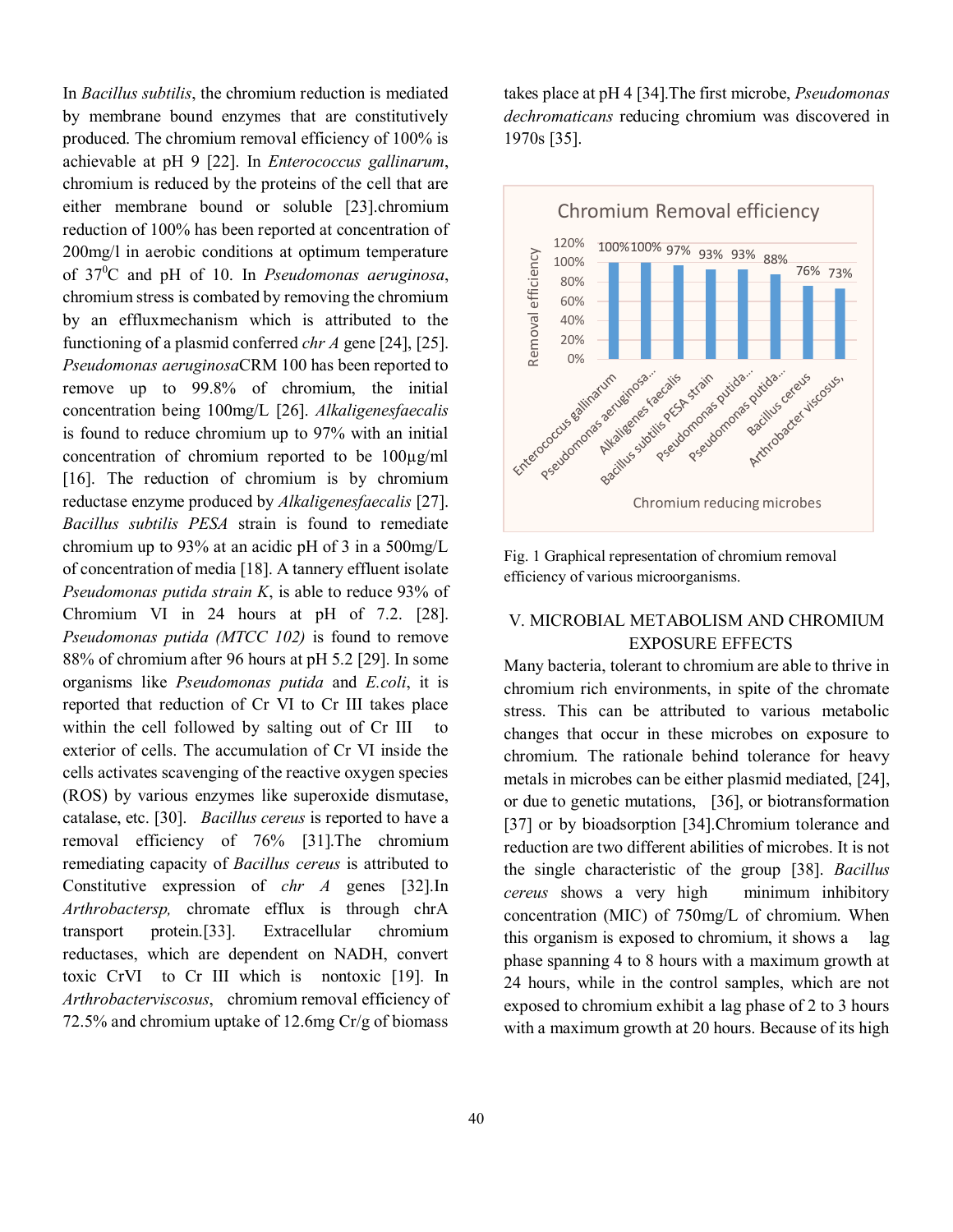In *Bacillus subtilis*, the chromium reduction is mediated by membrane bound enzymes that are constitutively produced. The chromium removal efficiency of 100% is achievable at pH 9 [22]. In *Enterococcus gallinarum*, chromium is reduced by the proteins of the cell that are either membrane bound or soluble [23].chromium reduction of 100% has been reported at concentration of 200mg/l in aerobic conditions at optimum temperature of 37$^0$C and pH of 10. In *Pseudomonas aeruginosa*, chromium stress is combated by removing the chromium by an effluxmechanism which is attributed to the functioning of a plasmid conferred *chr A* gene [24], [25]. *Pseudomonas aeruginosa*CRM 100 has been reported to remove up to 99.8% of chromium, the initial concentration being 100mg/L [26]. *Alkaligenesfaecalis* is found to reduce chromium up to 97% with an initial concentration of chromium reported to be 100µg/ml [16]. The reduction of chromium is by chromium reductase enzyme produced by *Alkaligenesfaecalis* [27]. *Bacillus subtilis PESA* strain is found to remediate chromium up to 93% at an acidic pH of 3 in a 500mg/L of concentration of media [18]. A tannery effluent isolate *Pseudomonas putida strain K*, is able to reduce 93% of Chromium VI in 24 hours at pH of 7.2. [28]. *Pseudomonas putida (MTCC 102)* is found to remove 88% of chromium after 96 hours at pH 5.2 [29]. In some organisms like *Pseudomonas putida* and *E.coli*, it is reported that reduction of Cr VI to Cr III takes place within the cell followed by salting out of Cr III to exterior of cells. The accumulation of Cr VI inside the cells activates scavenging of the reactive oxygen species (ROS) by various enzymes like superoxide dismutase, catalase, etc. [30]. *Bacillus cereus* is reported to have a removal efficiency of 76% [31].The chromium remediating capacity of *Bacillus cereus* is attributed to Constitutive expression of *chr A* genes [32].In *Arthrobactersp,* chromate efflux is through chrA transport protein.[33]. Extracellular chromium reductases, which are dependent on NADH, convert toxic CrVI to Cr III which is nontoxic [19]. In *Arthrobacterviscosus*, chromium removal efficiency of 72.5% and chromium uptake of 12.6mg Cr/g of biomass takes place at pH 4 [34].The first microbe, *Pseudomonas dechromaticans* reducing chromium was discovered in 1970s [35].

Chromium Removal efficiency

120%
100%
80%
60%
40%
20%
0%

Removal efficiency

100% 100% 97% 93% 93% 88% 76% 73%

Enterococcus gallinarum
Pseudomonas aeruginosa...
Alkaligenes faecalis
Bacillus subtilis PESA strain
Pseudomonas putida...
Pseudomonas putida...
Bacillus cereus
Arthrobacter viscosus,

Chromium reducing microbes

Fig. 1 Graphical representation of chromium removal efficiency of various microorganisms.

## V. MICROBIAL METABOLISM AND CHROMIUM EXPOSURE EFFECTS

Many bacteria, tolerant to chromium are able to thrive in chromium rich environments, in spite of the chromate stress. This can be attributed to various metabolic changes that occur in these microbes on exposure to chromium. The rationale behind tolerance for heavy metals in microbes can be either plasmid mediated, [24], or due to genetic mutations, [36], or biotransformation [37] or by bioadsorption [34].Chromium tolerance and reduction are two different abilities of microbes. It is not the single characteristic of the group [38]. *Bacillus cereus* shows a very high minimum inhibitory concentration (MIC) of 750mg/L of chromium. When this organism is exposed to chromium, it shows a lag phase spanning 4 to 8 hours with a maximum growth at 24 hours, while in the control samples, which are not exposed to chromium exhibit a lag phase of 2 to 3 hours with a maximum growth at 20 hours. Because of its high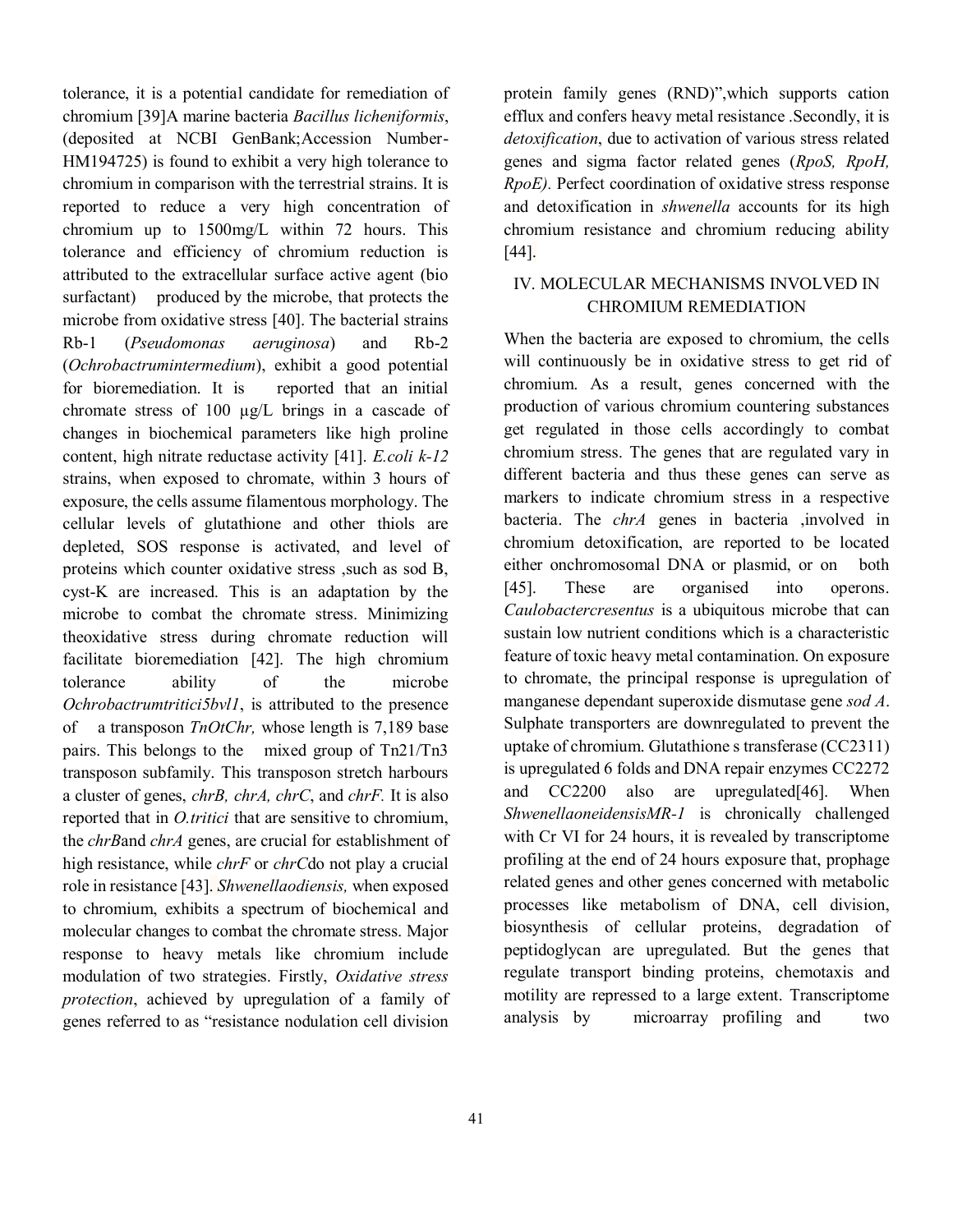tolerance, it is a potential candidate for remediation of chromium [39]A marine bacteria *Bacillus licheniformis*, (deposited at NCBI GenBank;Accession Number-HM194725) is found to exhibit a very high tolerance to chromium in comparison with the terrestrial strains. It is reported to reduce a very high concentration of chromium up to 1500mg/L within 72 hours. This tolerance and efficiency of chromium reduction is attributed to the extracellular surface active agent (bio surfactant) produced by the microbe, that protects the microbe from oxidative stress [40]. The bacterial strains Rb-1 (*Pseudomonas aeruginosa*) and Rb-2 (*Ochrobactrumintermedium*), exhibit a good potential for bioremediation. It is reported that an initial chromate stress of 100 µg/L brings in a cascade of changes in biochemical parameters like high proline content, high nitrate reductase activity [41]. *E.coli k-12* strains, when exposed to chromate, within 3 hours of exposure, the cells assume filamentous morphology. The cellular levels of glutathione and other thiols are depleted, SOS response is activated, and level of proteins which counter oxidative stress ,such as sod B, cyst-K are increased. This is an adaptation by the microbe to combat the chromate stress. Minimizing theoxidative stress during chromate reduction will facilitate bioremediation [42]. The high chromium tolerance ability of the microbe *Ochrobactrumtritici5bvl1*, is attributed to the presence of a transposon *TnOtChr,* whose length is 7,189 base pairs. This belongs to the mixed group of Tn21/Tn3 transposon subfamily. This transposon stretch harbours a cluster of genes, *chrB, chrA, chrC*, and *chrF.* It is also reported that in *O.tritici* that are sensitive to chromium, the *chrB*and *chrA* genes, are crucial for establishment of high resistance, while *chrF* or *chrC*do not play a crucial role in resistance [43]. *Shwenellaodiensis,* when exposed to chromium, exhibits a spectrum of biochemical and molecular changes to combat the chromate stress. Major response to heavy metals like chromium include modulation of two strategies. Firstly, *Oxidative stress protection*, achieved by upregulation of a family of genes referred to as "resistance nodulation cell division protein family genes (RND)",which supports cation efflux and confers heavy metal resistance .Secondly, it is *detoxification*, due to activation of various stress related genes and sigma factor related genes (*RpoS, RpoH, RpoE).* Perfect coordination of oxidative stress response and detoxification in *shwenella* accounts for its high chromium resistance and chromium reducing ability [44].

## IV. MOLECULAR MECHANISMS INVOLVED IN CHROMIUM REMEDIATION

When the bacteria are exposed to chromium, the cells will continuously be in oxidative stress to get rid of chromium. As a result, genes concerned with the production of various chromium countering substances get regulated in those cells accordingly to combat chromium stress. The genes that are regulated vary in different bacteria and thus these genes can serve as markers to indicate chromium stress in a respective bacteria. The *chrA* genes in bacteria ,involved in chromium detoxification, are reported to be located either onchromosomal DNA or plasmid, or on both [45]. These are organised into operons. *Caulobactercresentus* is a ubiquitous microbe that can sustain low nutrient conditions which is a characteristic feature of toxic heavy metal contamination. On exposure to chromate, the principal response is upregulation of manganese dependant superoxide dismutase gene *sod A*. Sulphate transporters are downregulated to prevent the uptake of chromium. Glutathione s transferase (CC2311) is upregulated 6 folds and DNA repair enzymes CC2272 and CC2200 also are upregulated[46]. When *ShwenellaoneidensisMR-1* is chronically challenged with Cr VI for 24 hours, it is revealed by transcriptome profiling at the end of 24 hours exposure that, prophage related genes and other genes concerned with metabolic processes like metabolism of DNA, cell division, biosynthesis of cellular proteins, degradation of peptidoglycan are upregulated. But the genes that regulate transport binding proteins, chemotaxis and motility are repressed to a large extent. Transcriptome analysis by microarray profiling and two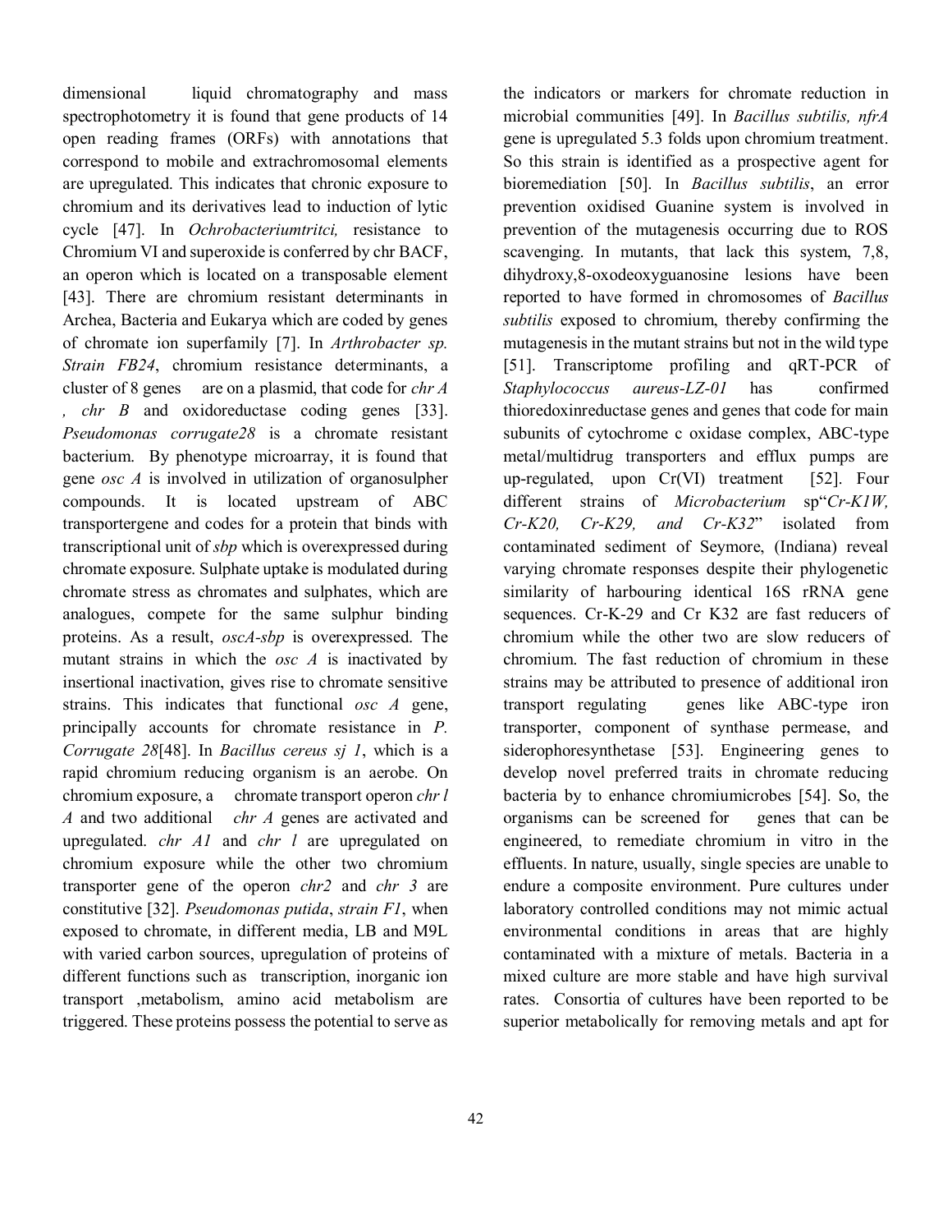dimensional liquid chromatography and mass spectrophotometry it is found that gene products of 14 open reading frames (ORFs) with annotations that correspond to mobile and extrachromosomal elements are upregulated. This indicates that chronic exposure to chromium and its derivatives lead to induction of lytic cycle [47]. In *Ochrobacteriumtritci,* resistance to Chromium VI and superoxide is conferred by chr BACF, an operon which is located on a transposable element [43]. There are chromium resistant determinants in Archea, Bacteria and Eukarya which are coded by genes of chromate ion superfamily [7]. In *Arthrobacter sp. Strain FB24*, chromium resistance determinants, a cluster of 8 genes are on a plasmid, that code for *chr A* *, chr B* and oxidoreductase coding genes [33]. *Pseudomonas corrugate28* is a chromate resistant bacterium. By phenotype microarray, it is found that gene *osc A* is involved in utilization of organosulpher compounds. It is located upstream of ABC transportergene and codes for a protein that binds with transcriptional unit of *sbp* which is overexpressed during chromate exposure. Sulphate uptake is modulated during chromate stress as chromates and sulphates, which are analogues, compete for the same sulphur binding proteins. As a result, *oscA-sbp* is overexpressed. The mutant strains in which the *osc A* is inactivated by insertional inactivation, gives rise to chromate sensitive strains. This indicates that functional *osc A* gene, principally accounts for chromate resistance in *P. Corrugate 28*[48]. In *Bacillus cereus sj 1*, which is a rapid chromium reducing organism is an aerobe. On chromium exposure, a chromate transport operon *chr l A* and two additional *chr A* genes are activated and upregulated. *chr A1* and *chr l* are upregulated on chromium exposure while the other two chromium transporter gene of the operon *chr2* and *chr 3* are constitutive [32]. *Pseudomonas putida*, *strain F1*, when exposed to chromate, in different media, LB and M9L with varied carbon sources, upregulation of proteins of different functions such as transcription, inorganic ion transport ,metabolism, amino acid metabolism are triggered. These proteins possess the potential to serve as the indicators or markers for chromate reduction in microbial communities [49]. In *Bacillus subtilis, nfrA* gene is upregulated 5.3 folds upon chromium treatment. So this strain is identified as a prospective agent for bioremediation [50]. In *Bacillus subtilis*, an error prevention oxidised Guanine system is involved in prevention of the mutagenesis occurring due to ROS scavenging. In mutants, that lack this system, 7,8, dihydroxy,8-oxodeoxyguanosine lesions have been reported to have formed in chromosomes of *Bacillus subtilis* exposed to chromium, thereby confirming the mutagenesis in the mutant strains but not in the wild type [51]. Transcriptome profiling and qRT-PCR of *Staphylococcus aureus-LZ-01* has confirmed thioredoxinreductase genes and genes that code for main subunits of cytochrome c oxidase complex, ABC-type metal/multidrug transporters and efflux pumps are up-regulated, upon Cr(VI) treatment [52]. Four different strains of *Microbacterium* sp"*Cr-K1W, Cr-K20, Cr-K29, and Cr-K32*" isolated from contaminated sediment of Seymore, (Indiana) reveal varying chromate responses despite their phylogenetic similarity of harbouring identical 16S rRNA gene sequences. Cr-K-29 and Cr K32 are fast reducers of chromium while the other two are slow reducers of chromium. The fast reduction of chromium in these strains may be attributed to presence of additional iron transport regulating genes like ABC-type iron transporter, component of synthase permease, and siderophoresynthetase [53]. Engineering genes to develop novel preferred traits in chromate reducing bacteria by to enhance chromiumicrobes [54]. So, the organisms can be screened for genes that can be engineered, to remediate chromium in vitro in the effluents. In nature, usually, single species are unable to endure a composite environment. Pure cultures under laboratory controlled conditions may not mimic actual environmental conditions in areas that are highly contaminated with a mixture of metals. Bacteria in a mixed culture are more stable and have high survival rates. Consortia of cultures have been reported to be superior metabolically for removing metals and apt for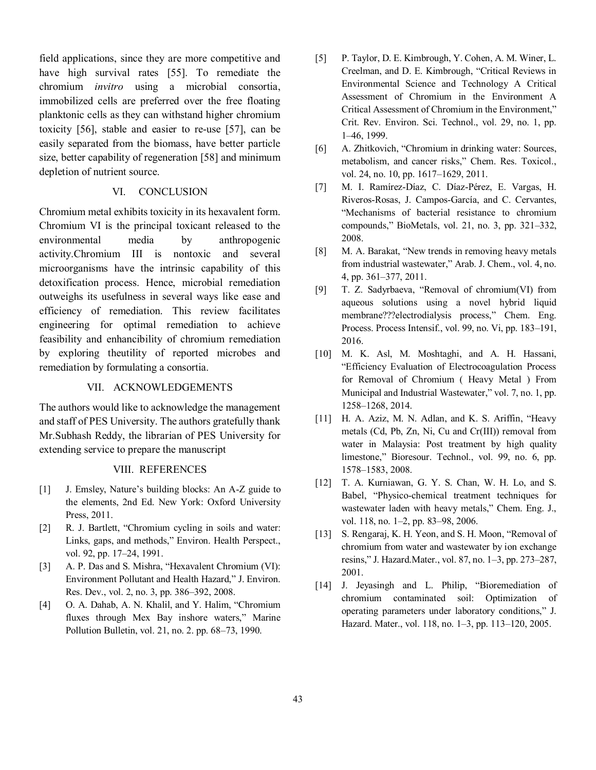field applications, since they are more competitive and have high survival rates [55]. To remediate the chromium *invitro* using a microbial consortia, immobilized cells are preferred over the free floating planktonic cells as they can withstand higher chromium toxicity [56], stable and easier to re-use [57], can be easily separated from the biomass, have better particle size, better capability of regeneration [58] and minimum depletion of nutrient source.

## VI. CONCLUSION

Chromium metal exhibits toxicity in its hexavalent form. Chromium VI is the principal toxicant released to the environmental media by anthropogenic activity.Chromium III is nontoxic and several microorganisms have the intrinsic capability of this detoxification process. Hence, microbial remediation outweighs its usefulness in several ways like ease and efficiency of remediation. This review facilitates engineering for optimal remediation to achieve feasibility and enhancibility of chromium remediation by exploring theutility of reported microbes and remediation by formulating a consortia.

## VII. ACKNOWLEDGEMENTS

The authors would like to acknowledge the management and staff of PES University. The authors gratefully thank Mr.Subhash Reddy, the librarian of PES University for extending service to prepare the manuscript

## VIII. REFERENCES

[1] J. Emsley, Nature's building blocks: An A-Z guide to the elements, 2nd Ed. New York: Oxford University Press, 2011.

[2] R. J. Bartlett, "Chromium cycling in soils and water: Links, gaps, and methods," Environ. Health Perspect., vol. 92, pp. 17–24, 1991.

[3] A. P. Das and S. Mishra, "Hexavalent Chromium (VI): Environment Pollutant and Health Hazard," J. Environ. Res. Dev., vol. 2, no. 3, pp. 386–392, 2008.

[4] O. A. Dahab, A. N. Khalil, and Y. Halim, "Chromium fluxes through Mex Bay inshore waters," Marine Pollution Bulletin, vol. 21, no. 2. pp. 68–73, 1990.

[5] P. Taylor, D. E. Kimbrough, Y. Cohen, A. M. Winer, L. Creelman, and D. E. Kimbrough, "Critical Reviews in Environmental Science and Technology A Critical Assessment of Chromium in the Environment A Critical Assessment of Chromium in the Environment," Crit. Rev. Environ. Sci. Technol., vol. 29, no. 1, pp. 1–46, 1999.

[6] A. Zhitkovich, "Chromium in drinking water: Sources, metabolism, and cancer risks," Chem. Res. Toxicol., vol. 24, no. 10, pp. 1617–1629, 2011.

[7] M. I. Ramírez-Díaz, C. Díaz-Pérez, E. Vargas, H. Riveros-Rosas, J. Campos-García, and C. Cervantes, "Mechanisms of bacterial resistance to chromium compounds," BioMetals, vol. 21, no. 3, pp. 321–332, 2008.

[8] M. A. Barakat, "New trends in removing heavy metals from industrial wastewater," Arab. J. Chem., vol. 4, no. 4, pp. 361–377, 2011.

[9] T. Z. Sadyrbaeva, "Removal of chromium(VI) from aqueous solutions using a novel hybrid liquid membrane???electrodialysis process," Chem. Eng. Process. Process Intensif., vol. 99, no. Vi, pp. 183–191, 2016.

[10] M. K. Asl, M. Moshtaghi, and A. H. Hassani, "Efficiency Evaluation of Electrocoagulation Process for Removal of Chromium ( Heavy Metal ) From Municipal and Industrial Wastewater," vol. 7, no. 1, pp. 1258–1268, 2014.

[11] H. A. Aziz, M. N. Adlan, and K. S. Ariffin, "Heavy metals (Cd, Pb, Zn, Ni, Cu and Cr(III)) removal from water in Malaysia: Post treatment by high quality limestone," Bioresour. Technol., vol. 99, no. 6, pp. 1578–1583, 2008.

[12] T. A. Kurniawan, G. Y. S. Chan, W. H. Lo, and S. Babel, "Physico-chemical treatment techniques for wastewater laden with heavy metals," Chem. Eng. J., vol. 118, no. 1–2, pp. 83–98, 2006.

[13] S. Rengaraj, K. H. Yeon, and S. H. Moon, "Removal of chromium from water and wastewater by ion exchange resins," J. Hazard.Mater., vol. 87, no. 1–3, pp. 273–287, 2001.

[14] J. Jeyasingh and L. Philip, "Bioremediation of chromium contaminated soil: Optimization of operating parameters under laboratory conditions," J. Hazard. Mater., vol. 118, no. 1–3, pp. 113–120, 2005.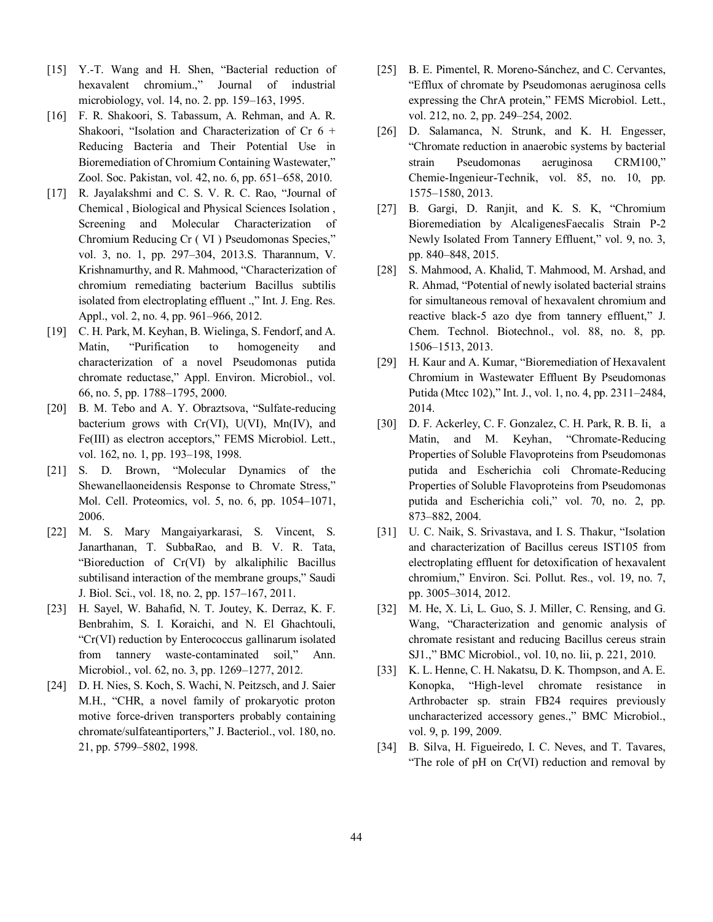[15] Y.-T. Wang and H. Shen, "Bacterial reduction of hexavalent chromium.," Journal of industrial microbiology, vol. 14, no. 2. pp. 159–163, 1995.

[16] F. R. Shakoori, S. Tabassum, A. Rehman, and A. R. Shakoori, "Isolation and Characterization of Cr 6 + Reducing Bacteria and Their Potential Use in Bioremediation of Chromium Containing Wastewater," Zool. Soc. Pakistan, vol. 42, no. 6, pp. 651–658, 2010.

[17] R. Jayalakshmi and C. S. V. R. C. Rao, "Journal of Chemical , Biological and Physical Sciences Isolation , Screening and Molecular Characterization of Chromium Reducing Cr ( VI ) Pseudomonas Species," vol. 3, no. 1, pp. 297–304, 2013.S. Tharannum, V. Krishnamurthy, and R. Mahmood, "Characterization of chromium remediating bacterium Bacillus subtilis isolated from electroplating effluent .," Int. J. Eng. Res. Appl., vol. 2, no. 4, pp. 961–966, 2012.

[19] C. H. Park, M. Keyhan, B. Wielinga, S. Fendorf, and A. Matin, "Purification to homogeneity and characterization of a novel Pseudomonas putida chromate reductase," Appl. Environ. Microbiol., vol. 66, no. 5, pp. 1788–1795, 2000.

[20] B. M. Tebo and A. Y. Obraztsova, "Sulfate-reducing bacterium grows with Cr(VI), U(VI), Mn(IV), and Fe(III) as electron acceptors," FEMS Microbiol. Lett., vol. 162, no. 1, pp. 193–198, 1998.

[21] S. D. Brown, "Molecular Dynamics of the Shewanellaoneidensis Response to Chromate Stress," Mol. Cell. Proteomics, vol. 5, no. 6, pp. 1054–1071, 2006.

[22] M. S. Mary Mangaiyarkarasi, S. Vincent, S. Janarthanan, T. SubbaRao, and B. V. R. Tata, "Bioreduction of Cr(VI) by alkaliphilic Bacillus subtilisand interaction of the membrane groups," Saudi J. Biol. Sci., vol. 18, no. 2, pp. 157–167, 2011.

[23] H. Sayel, W. Bahafid, N. T. Joutey, K. Derraz, K. F. Benbrahim, S. I. Koraichi, and N. El Ghachtouli, "Cr(VI) reduction by Enterococcus gallinarum isolated from tannery waste-contaminated soil," Ann. Microbiol., vol. 62, no. 3, pp. 1269–1277, 2012.

[24] D. H. Nies, S. Koch, S. Wachi, N. Peitzsch, and J. Saier M.H., "CHR, a novel family of prokaryotic proton motive force-driven transporters probably containing chromate/sulfateantiporters," J. Bacteriol., vol. 180, no. 21, pp. 5799–5802, 1998.

[25] B. E. Pimentel, R. Moreno-Sánchez, and C. Cervantes, "Efflux of chromate by Pseudomonas aeruginosa cells expressing the ChrA protein," FEMS Microbiol. Lett., vol. 212, no. 2, pp. 249–254, 2002.

[26] D. Salamanca, N. Strunk, and K. H. Engesser, "Chromate reduction in anaerobic systems by bacterial strain Pseudomonas aeruginosa CRM100," Chemie-Ingenieur-Technik, vol. 85, no. 10, pp. 1575–1580, 2013.

[27] B. Gargi, D. Ranjit, and K. S. K, "Chromium Bioremediation by AlcaligenesFaecalis Strain P-2 Newly Isolated From Tannery Effluent," vol. 9, no. 3, pp. 840–848, 2015.

[28] S. Mahmood, A. Khalid, T. Mahmood, M. Arshad, and R. Ahmad, "Potential of newly isolated bacterial strains for simultaneous removal of hexavalent chromium and reactive black-5 azo dye from tannery effluent," J. Chem. Technol. Biotechnol., vol. 88, no. 8, pp. 1506–1513, 2013.

[29] H. Kaur and A. Kumar, "Bioremediation of Hexavalent Chromium in Wastewater Effluent By Pseudomonas Putida (Mtcc 102)," Int. J., vol. 1, no. 4, pp. 2311–2484, 2014.

[30] D. F. Ackerley, C. F. Gonzalez, C. H. Park, R. B. Ii, a Matin, and M. Keyhan, "Chromate-Reducing Properties of Soluble Flavoproteins from Pseudomonas putida and Escherichia coli Chromate-Reducing Properties of Soluble Flavoproteins from Pseudomonas putida and Escherichia coli," vol. 70, no. 2, pp. 873–882, 2004.

[31] U. C. Naik, S. Srivastava, and I. S. Thakur, "Isolation and characterization of Bacillus cereus IST105 from electroplating effluent for detoxification of hexavalent chromium," Environ. Sci. Pollut. Res., vol. 19, no. 7, pp. 3005–3014, 2012.

[32] M. He, X. Li, L. Guo, S. J. Miller, C. Rensing, and G. Wang, "Characterization and genomic analysis of chromate resistant and reducing Bacillus cereus strain SJ1.," BMC Microbiol., vol. 10, no. Iii, p. 221, 2010.

[33] K. L. Henne, C. H. Nakatsu, D. K. Thompson, and A. E. Konopka, "High-level chromate resistance in Arthrobacter sp. strain FB24 requires previously uncharacterized accessory genes.," BMC Microbiol., vol. 9, p. 199, 2009.

[34] B. Silva, H. Figueiredo, I. C. Neves, and T. Tavares, "The role of pH on Cr(VI) reduction and removal by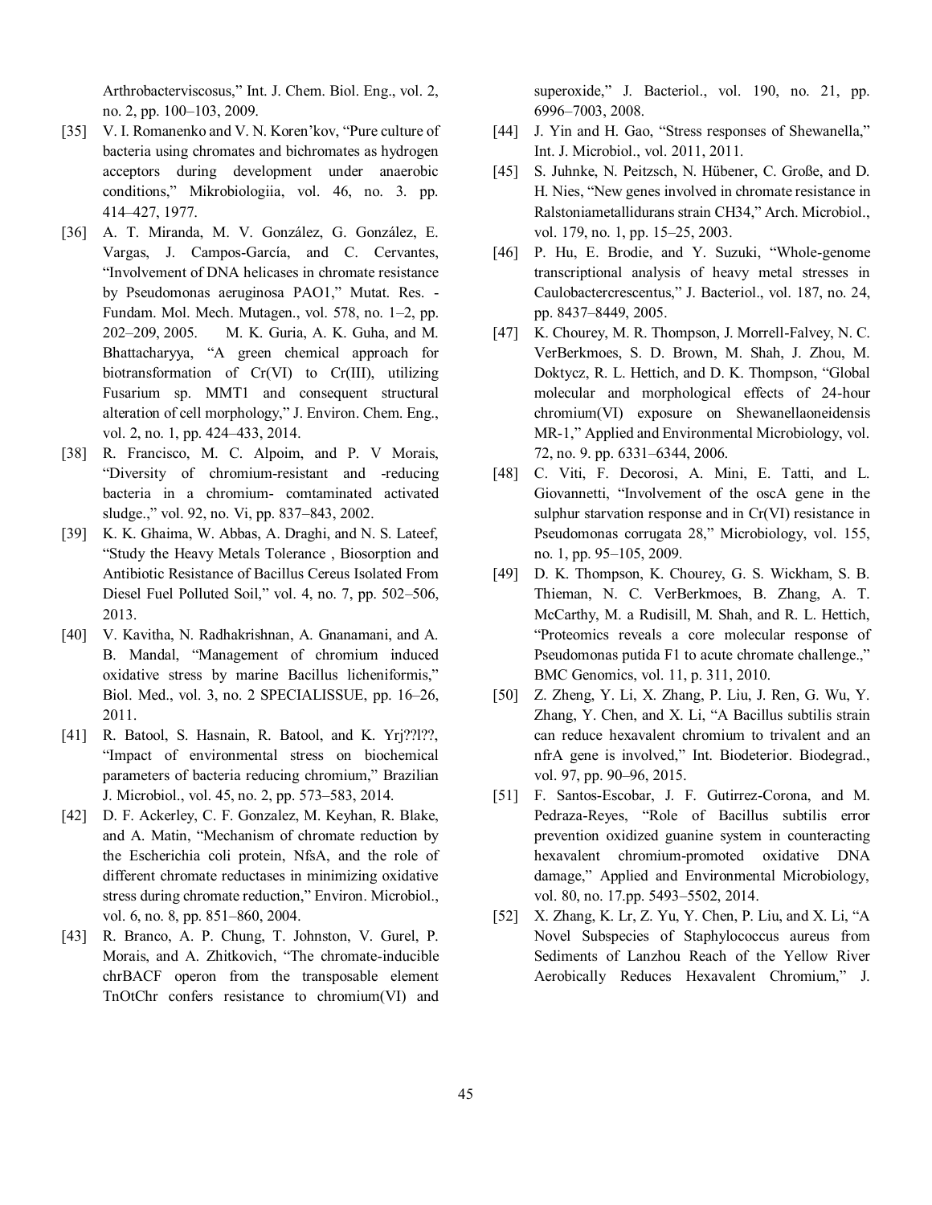Arthrobacterviscosus," Int. J. Chem. Biol. Eng., vol. 2, no. 2, pp. 100–103, 2009.

[35] V. I. Romanenko and V. N. Koren'kov, "Pure culture of bacteria using chromates and bichromates as hydrogen acceptors during development under anaerobic conditions," Mikrobiologiia, vol. 46, no. 3. pp. 414–427, 1977.

[36] A. T. Miranda, M. V. González, G. González, E. Vargas, J. Campos-García, and C. Cervantes, "Involvement of DNA helicases in chromate resistance by Pseudomonas aeruginosa PAO1," Mutat. Res. - Fundam. Mol. Mech. Mutagen., vol. 578, no. 1–2, pp. 202–209, 2005. M. K. Guria, A. K. Guha, and M. Bhattacharyya, "A green chemical approach for biotransformation of Cr(VI) to Cr(III), utilizing Fusarium sp. MMT1 and consequent structural alteration of cell morphology," J. Environ. Chem. Eng., vol. 2, no. 1, pp. 424–433, 2014.

[38] R. Francisco, M. C. Alpoim, and P. V Morais, "Diversity of chromium-resistant and -reducing bacteria in a chromium- comtaminated activated sludge.," vol. 92, no. Vi, pp. 837–843, 2002.

[39] K. K. Ghaima, W. Abbas, A. Draghi, and N. S. Lateef, "Study the Heavy Metals Tolerance , Biosorption and Antibiotic Resistance of Bacillus Cereus Isolated From Diesel Fuel Polluted Soil," vol. 4, no. 7, pp. 502–506, 2013.

[40] V. Kavitha, N. Radhakrishnan, A. Gnanamani, and A. B. Mandal, "Management of chromium induced oxidative stress by marine Bacillus licheniformis," Biol. Med., vol. 3, no. 2 SPECIALISSUE, pp. 16–26, 2011.

[41] R. Batool, S. Hasnain, R. Batool, and K. Yrj??l??, "Impact of environmental stress on biochemical parameters of bacteria reducing chromium," Brazilian J. Microbiol., vol. 45, no. 2, pp. 573–583, 2014.

[42] D. F. Ackerley, C. F. Gonzalez, M. Keyhan, R. Blake, and A. Matin, "Mechanism of chromate reduction by the Escherichia coli protein, NfsA, and the role of different chromate reductases in minimizing oxidative stress during chromate reduction," Environ. Microbiol., vol. 6, no. 8, pp. 851–860, 2004.

[43] R. Branco, A. P. Chung, T. Johnston, V. Gurel, P. Morais, and A. Zhitkovich, "The chromate-inducible chrBACF operon from the transposable element TnOtChr confers resistance to chromium(VI) and superoxide," J. Bacteriol., vol. 190, no. 21, pp. 6996–7003, 2008.

[44] J. Yin and H. Gao, "Stress responses of Shewanella," Int. J. Microbiol., vol. 2011, 2011.

[45] S. Juhnke, N. Peitzsch, N. Hübener, C. Große, and D. H. Nies, "New genes involved in chromate resistance in Ralstoniametallidurans strain CH34," Arch. Microbiol., vol. 179, no. 1, pp. 15–25, 2003.

[46] P. Hu, E. Brodie, and Y. Suzuki, "Whole-genome transcriptional analysis of heavy metal stresses in Caulobactercrescentus," J. Bacteriol., vol. 187, no. 24, pp. 8437–8449, 2005.

[47] K. Chourey, M. R. Thompson, J. Morrell-Falvey, N. C. VerBerkmoes, S. D. Brown, M. Shah, J. Zhou, M. Doktycz, R. L. Hettich, and D. K. Thompson, "Global molecular and morphological effects of 24-hour chromium(VI) exposure on Shewanellaoneidensis MR-1," Applied and Environmental Microbiology, vol. 72, no. 9. pp. 6331–6344, 2006.

[48] C. Viti, F. Decorosi, A. Mini, E. Tatti, and L. Giovannetti, "Involvement of the oscA gene in the sulphur starvation response and in Cr(VI) resistance in Pseudomonas corrugata 28," Microbiology, vol. 155, no. 1, pp. 95–105, 2009.

[49] D. K. Thompson, K. Chourey, G. S. Wickham, S. B. Thieman, N. C. VerBerkmoes, B. Zhang, A. T. McCarthy, M. a Rudisill, M. Shah, and R. L. Hettich, "Proteomics reveals a core molecular response of Pseudomonas putida F1 to acute chromate challenge.," BMC Genomics, vol. 11, p. 311, 2010.

[50] Z. Zheng, Y. Li, X. Zhang, P. Liu, J. Ren, G. Wu, Y. Zhang, Y. Chen, and X. Li, "A Bacillus subtilis strain can reduce hexavalent chromium to trivalent and an nfrA gene is involved," Int. Biodeterior. Biodegrad., vol. 97, pp. 90–96, 2015.

[51] F. Santos-Escobar, J. F. Gutirrez-Corona, and M. Pedraza-Reyes, "Role of Bacillus subtilis error prevention oxidized guanine system in counteracting hexavalent chromium-promoted oxidative DNA damage," Applied and Environmental Microbiology, vol. 80, no. 17.pp. 5493–5502, 2014.

[52] X. Zhang, K. Lr, Z. Yu, Y. Chen, P. Liu, and X. Li, "A Novel Subspecies of Staphylococcus aureus from Sediments of Lanzhou Reach of the Yellow River Aerobically Reduces Hexavalent Chromium," J.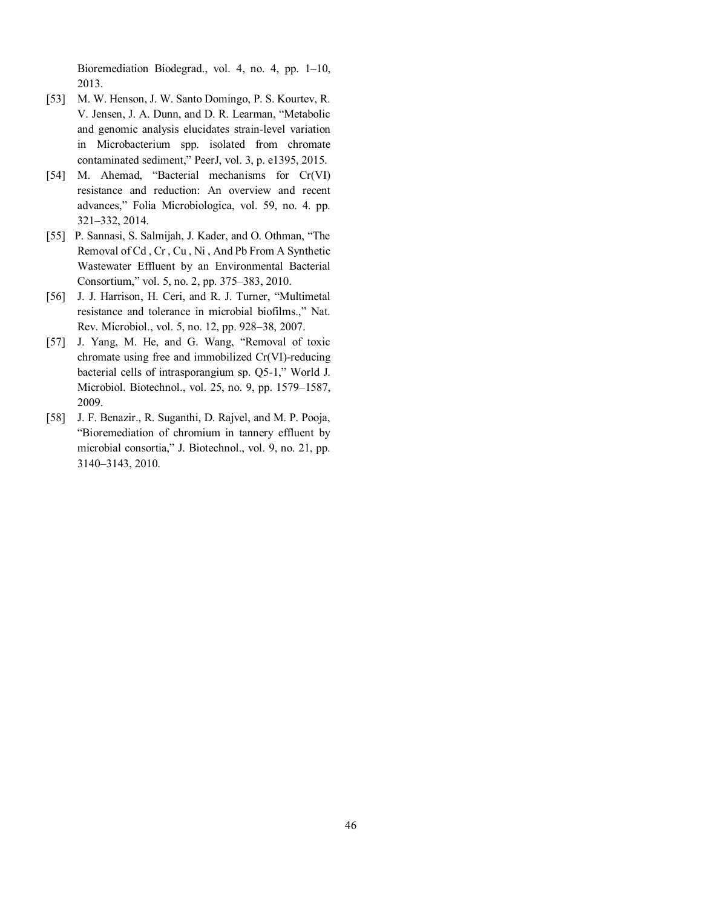Bioremediation Biodegrad., vol. 4, no. 4, pp. 1–10, 2013.

[53] M. W. Henson, J. W. Santo Domingo, P. S. Kourtev, R. V. Jensen, J. A. Dunn, and D. R. Learman, "Metabolic and genomic analysis elucidates strain-level variation in Microbacterium spp. isolated from chromate contaminated sediment," PeerJ, vol. 3, p. e1395, 2015.

[54] M. Ahemad, "Bacterial mechanisms for Cr(VI) resistance and reduction: An overview and recent advances," Folia Microbiologica, vol. 59, no. 4. pp. 321–332, 2014.

[55] P. Sannasi, S. Salmijah, J. Kader, and O. Othman, "The Removal of Cd , Cr , Cu , Ni , And Pb From A Synthetic Wastewater Effluent by an Environmental Bacterial Consortium," vol. 5, no. 2, pp. 375–383, 2010.

[56] J. J. Harrison, H. Ceri, and R. J. Turner, "Multimetal resistance and tolerance in microbial biofilms.," Nat. Rev. Microbiol., vol. 5, no. 12, pp. 928–38, 2007.

[57] J. Yang, M. He, and G. Wang, "Removal of toxic chromate using free and immobilized Cr(VI)-reducing bacterial cells of intrasporangium sp. Q5-1," World J. Microbiol. Biotechnol., vol. 25, no. 9, pp. 1579–1587, 2009.

[58] J. F. Benazir., R. Suganthi, D. Rajvel, and M. P. Pooja, "Bioremediation of chromium in tannery effluent by microbial consortia," J. Biotechnol., vol. 9, no. 21, pp. 3140–3143, 2010.